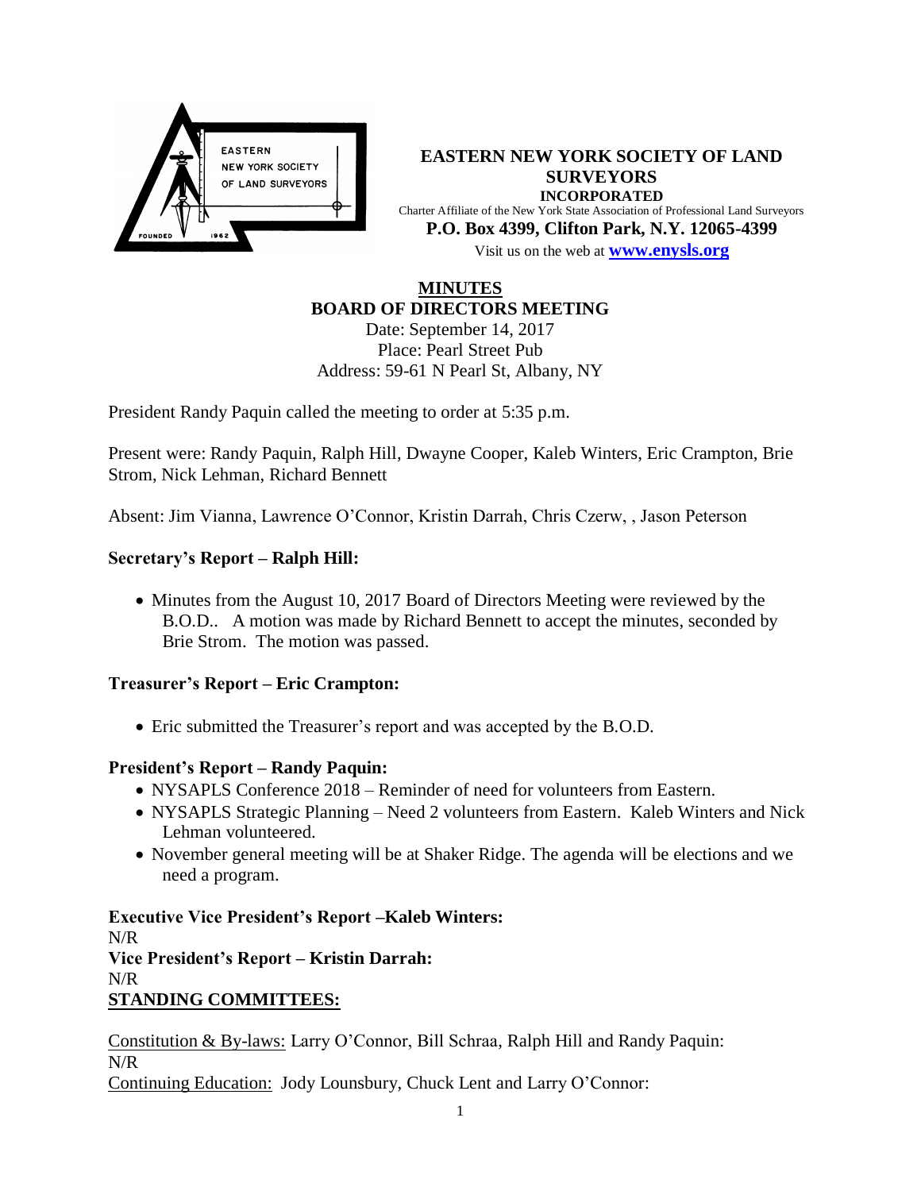**EASTERN NEW YORK SOCIETY OF LAND SURVEYORS**
**INCORPORATED**
Charter Affiliate of the New York State Association of Professional Land Surveyors
**P.O. Box 4399, Clifton Park, N.Y. 12065-4399**
Visit us on the web at **www.enysls.org**

# MINUTES
## BOARD OF DIRECTORS MEETING

Date: September 14, 2017
Place: Pearl Street Pub
Address: 59-61 N Pearl St, Albany, NY

President Randy Paquin called the meeting to order at 5:35 p.m.

Present were: Randy Paquin, Ralph Hill, Dwayne Cooper, Kaleb Winters, Eric Crampton, Brie Strom, Nick Lehman, Richard Bennett

Absent: Jim Vianna, Lawrence O'Connor, Kristin Darrah, Chris Czerw, , Jason Peterson

### Secretary's Report – Ralph Hill:

- Minutes from the August 10, 2017 Board of Directors Meeting were reviewed by the B.O.D.. A motion was made by Richard Bennett to accept the minutes, seconded by Brie Strom. The motion was passed.

### Treasurer's Report – Eric Crampton:

- Eric submitted the Treasurer's report and was accepted by the B.O.D.

### President's Report – Randy Paquin:

- NYSAPLS Conference 2018 – Reminder of need for volunteers from Eastern.
- NYSAPLS Strategic Planning – Need 2 volunteers from Eastern. Kaleb Winters and Nick Lehman volunteered.
- November general meeting will be at Shaker Ridge. The agenda will be elections and we need a program.

**Executive Vice President's Report –Kaleb Winters:**
N/R
**Vice President's Report – Kristin Darrah:**
N/R

### STANDING COMMITTEES:

Constitution & By-laws: Larry O'Connor, Bill Schraa, Ralph Hill and Randy Paquin:
N/R
Continuing Education: Jody Lounsbury, Chuck Lent and Larry O'Connor: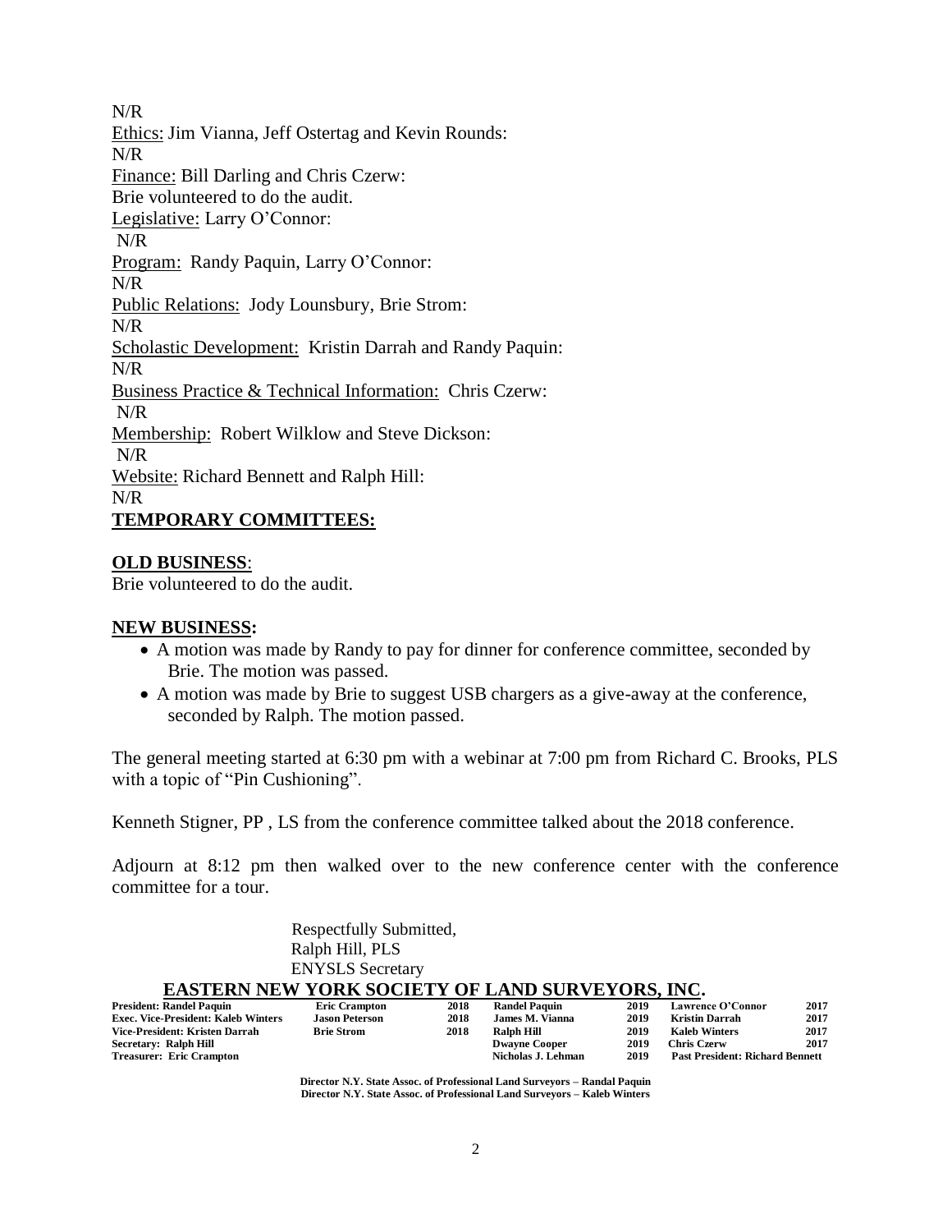N/R

Ethics: Jim Vianna, Jeff Ostertag and Kevin Rounds:

N/R

Finance: Bill Darling and Chris Czerw:

Brie volunteered to do the audit.

Legislative: Larry O'Connor:

N/R

Program: Randy Paquin, Larry O'Connor:

N/R

Public Relations: Jody Lounsbury, Brie Strom:

N/R

Scholastic Development: Kristin Darrah and Randy Paquin:

N/R

Business Practice & Technical Information: Chris Czerw:

N/R

Membership: Robert Wilklow and Steve Dickson:

N/R

Website: Richard Bennett and Ralph Hill:

N/R

**TEMPORARY COMMITTEES:**

**OLD BUSINESS**:

Brie volunteered to do the audit.

**NEW BUSINESS:**

- A motion was made by Randy to pay for dinner for conference committee, seconded by Brie. The motion was passed.
- A motion was made by Brie to suggest USB chargers as a give-away at the conference, seconded by Ralph. The motion passed.

The general meeting started at 6:30 pm with a webinar at 7:00 pm from Richard C. Brooks, PLS with a topic of "Pin Cushioning".

Kenneth Stigner, PP , LS from the conference committee talked about the 2018 conference.

Adjourn at 8:12 pm then walked over to the new conference center with the conference committee for a tour.

Respectfully Submitted,
Ralph Hill, PLS
ENYSLS Secretary

**EASTERN NEW YORK SOCIETY OF LAND SURVEYORS, INC.**

| | | | | | | | |
|---|---|---|---|---|---|---|---|
| **President: Randel Paquin** | **Eric Crampton** | **2018** | **Randel Paquin** | **2019** | **Lawrence O'Connor** | **2017** |
| **Exec. Vice-President: Kaleb Winters** | **Jason Peterson** | **2018** | **James M. Vianna** | **2019** | **Kristin Darrah** | **2017** |
| **Vice-President: Kristen Darrah** | **Brie Strom** | **2018** | **Ralph Hill** | **2019** | **Kaleb Winters** | **2017** |
| **Secretary: Ralph Hill** | | | **Dwayne Cooper** | **2019** | **Chris Czerw** | **2017** |
| **Treasurer: Eric Crampton** | | | **Nicholas J. Lehman** | **2019** | **Past President: Richard Bennett** | |

**Director N.Y. State Assoc. of Professional Land Surveyors – Randal Paquin**
**Director N.Y. State Assoc. of Professional Land Surveyors – Kaleb Winters**